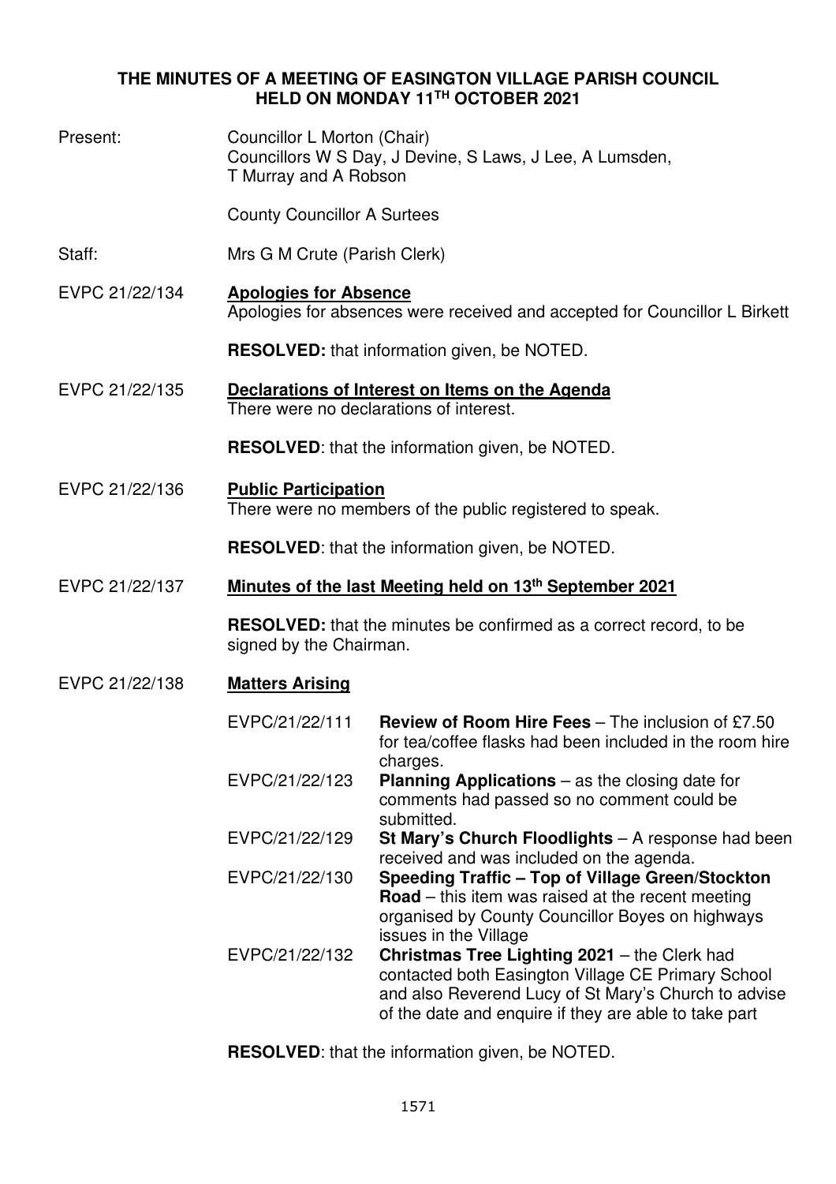# THE MINUTES OF A MEETING OF EASINGTON VILLAGE PARISH COUNCIL HELD ON MONDAY 11TH OCTOBER 2021

**Present:** Councillor L Morton (Chair)
Councillors W S Day, J Devine, S Laws, J Lee, A Lumsden, T Murray and A Robson

County Councillor A Surtees

**Staff:** Mrs G M Crute (Parish Clerk)

**EVPC 21/22/134** **Apologies for Absence**

Apologies for absences were received and accepted for Councillor L Birkett

**RESOLVED:** that information given, be NOTED.

**EVPC 21/22/135** **Declarations of Interest on Items on the Agenda**

There were no declarations of interest.

**RESOLVED**: that the information given, be NOTED.

**EVPC 21/22/136** **Public Participation**

There were no members of the public registered to speak.

**RESOLVED**: that the information given, be NOTED.

**EVPC 21/22/137** **Minutes of the last Meeting held on 13th September 2021**

**RESOLVED:** that the minutes be confirmed as a correct record, to be signed by the Chairman.

**EVPC 21/22/138** **Matters Arising**

| | |
|---|---|
| EVPC/21/22/111 | **Review of Room Hire Fees** – The inclusion of £7.50 for tea/coffee flasks had been included in the room hire charges. |
| EVPC/21/22/123 | **Planning Applications** – as the closing date for comments had passed so no comment could be submitted. |
| EVPC/21/22/129 | **St Mary's Church Floodlights** – A response had been received and was included on the agenda. |
| EVPC/21/22/130 | **Speeding Traffic – Top of Village Green/Stockton Road** – this item was raised at the recent meeting organised by County Councillor Boyes on highways issues in the Village |
| EVPC/21/22/132 | **Christmas Tree Lighting 2021** – the Clerk had contacted both Easington Village CE Primary School and also Reverend Lucy of St Mary's Church to advise of the date and enquire if they are able to take part |

**RESOLVED**: that the information given, be NOTED.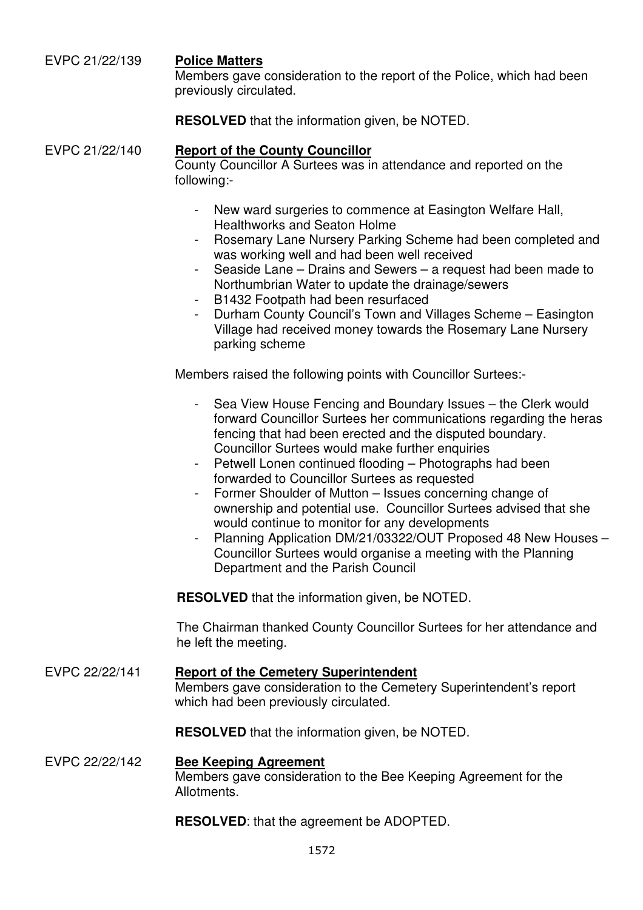EVPC 21/22/139 **Police Matters**

Members gave consideration to the report of the Police, which had been previously circulated.

**RESOLVED** that the information given, be NOTED.

EVPC 21/22/140 **Report of the County Councillor**

County Councillor A Surtees was in attendance and reported on the following:-

- New ward surgeries to commence at Easington Welfare Hall, Healthworks and Seaton Holme
- Rosemary Lane Nursery Parking Scheme had been completed and was working well and had been well received
- Seaside Lane – Drains and Sewers – a request had been made to Northumbrian Water to update the drainage/sewers
- B1432 Footpath had been resurfaced
- Durham County Council's Town and Villages Scheme – Easington Village had received money towards the Rosemary Lane Nursery parking scheme

Members raised the following points with Councillor Surtees:-

- Sea View House Fencing and Boundary Issues – the Clerk would forward Councillor Surtees her communications regarding the heras fencing that had been erected and the disputed boundary. Councillor Surtees would make further enquiries
- Petwell Lonen continued flooding – Photographs had been forwarded to Councillor Surtees as requested
- Former Shoulder of Mutton – Issues concerning change of ownership and potential use. Councillor Surtees advised that she would continue to monitor for any developments
- Planning Application DM/21/03322/OUT Proposed 48 New Houses – Councillor Surtees would organise a meeting with the Planning Department and the Parish Council

**RESOLVED** that the information given, be NOTED.

The Chairman thanked County Councillor Surtees for her attendance and he left the meeting.

EVPC 22/22/141 **Report of the Cemetery Superintendent**

Members gave consideration to the Cemetery Superintendent's report which had been previously circulated.

**RESOLVED** that the information given, be NOTED.

EVPC 22/22/142 **Bee Keeping Agreement**

Members gave consideration to the Bee Keeping Agreement for the Allotments.

**RESOLVED**: that the agreement be ADOPTED.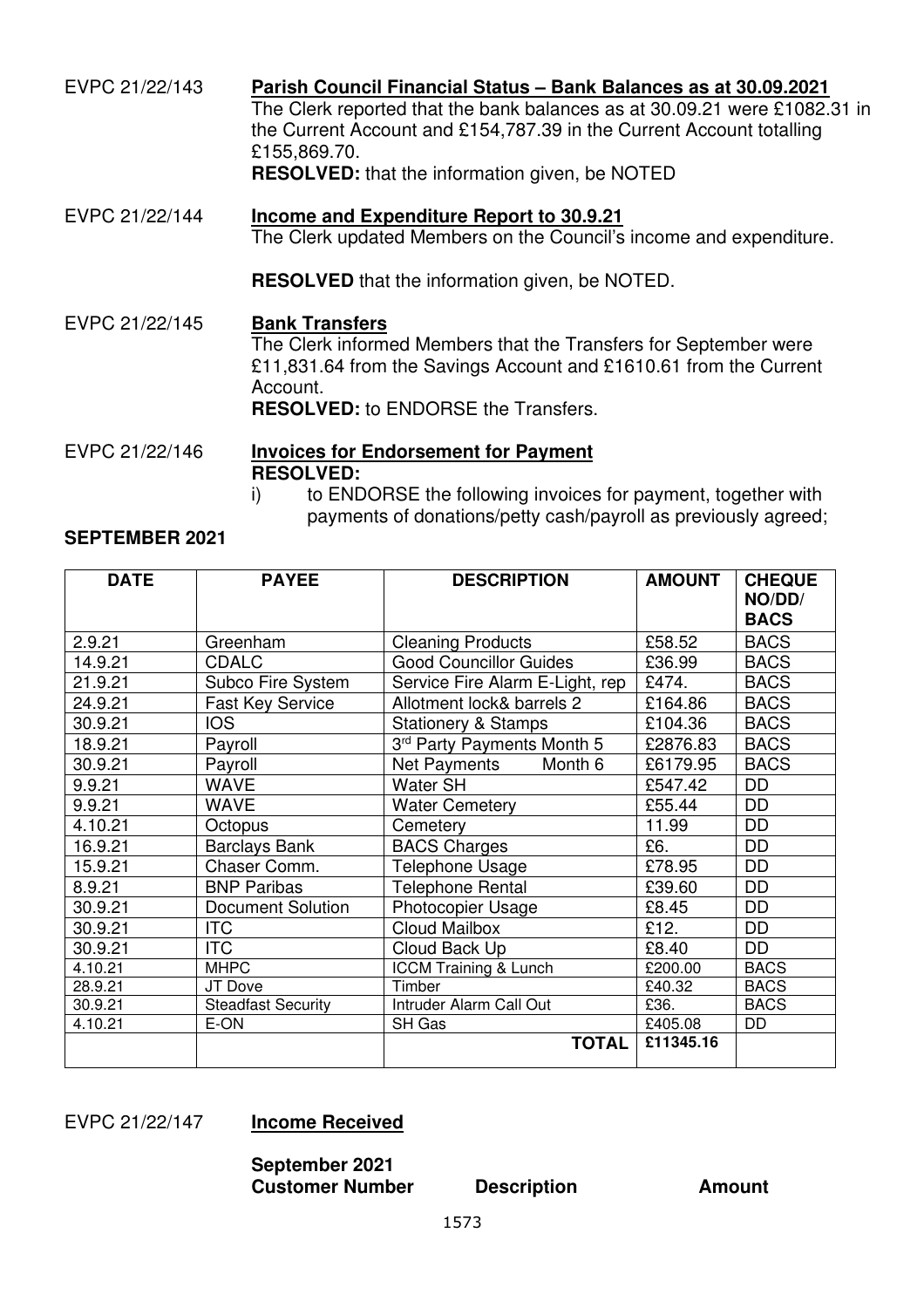EVPC 21/22/143 **Parish Council Financial Status – Bank Balances as at 30.09.2021**
The Clerk reported that the bank balances as at 30.09.21 were £1082.31 in the Current Account and £154,787.39 in the Current Account totalling £155,869.70.
**RESOLVED:** that the information given, be NOTED

EVPC 21/22/144 **Income and Expenditure Report to 30.9.21**
The Clerk updated Members on the Council's income and expenditure.

**RESOLVED** that the information given, be NOTED.

EVPC 21/22/145 **Bank Transfers**
The Clerk informed Members that the Transfers for September were £11,831.64 from the Savings Account and £1610.61 from the Current Account.
**RESOLVED:** to ENDORSE the Transfers.

EVPC 21/22/146 **Invoices for Endorsement for Payment**
**RESOLVED:**

i) to ENDORSE the following invoices for payment, together with payments of donations/petty cash/payroll as previously agreed;

**SEPTEMBER 2021**

| DATE | PAYEE | DESCRIPTION | AMOUNT | CHEQUE NO/DD/ BACS |
|---|---|---|---|---|
| 2.9.21 | Greenham | Cleaning Products | £58.52 | BACS |
| 14.9.21 | CDALC | Good Councillor Guides | £36.99 | BACS |
| 21.9.21 | Subco Fire System | Service Fire Alarm E-Light, rep | £474. | BACS |
| 24.9.21 | Fast Key Service | Allotment lock& barrels 2 | £164.86 | BACS |
| 30.9.21 | IOS | Stationery & Stamps | £104.36 | BACS |
| 18.9.21 | Payroll | 3rd Party Payments Month 5 | £2876.83 | BACS |
| 30.9.21 | Payroll | Net Payments Month 6 | £6179.95 | BACS |
| 9.9.21 | WAVE | Water SH | £547.42 | DD |
| 9.9.21 | WAVE | Water Cemetery | £55.44 | DD |
| 4.10.21 | Octopus | Cemetery | 11.99 | DD |
| 16.9.21 | Barclays Bank | BACS Charges | £6. | DD |
| 15.9.21 | Chaser Comm. | Telephone Usage | £78.95 | DD |
| 8.9.21 | BNP Paribas | Telephone Rental | £39.60 | DD |
| 30.9.21 | Document Solution | Photocopier Usage | £8.45 | DD |
| 30.9.21 | ITC | Cloud Mailbox | £12. | DD |
| 30.9.21 | ITC | Cloud Back Up | £8.40 | DD |
| 4.10.21 | MHPC | ICCM Training & Lunch | £200.00 | BACS |
| 28.9.21 | JT Dove | Timber | £40.32 | BACS |
| 30.9.21 | Steadfast Security | Intruder Alarm Call Out | £36. | BACS |
| 4.10.21 | E-ON | SH Gas | £405.08 | DD |
| | | **TOTAL** | **£11345.16** | |

EVPC 21/22/147 **Income Received**

**September 2021**

**Customer Number** **Description** **Amount**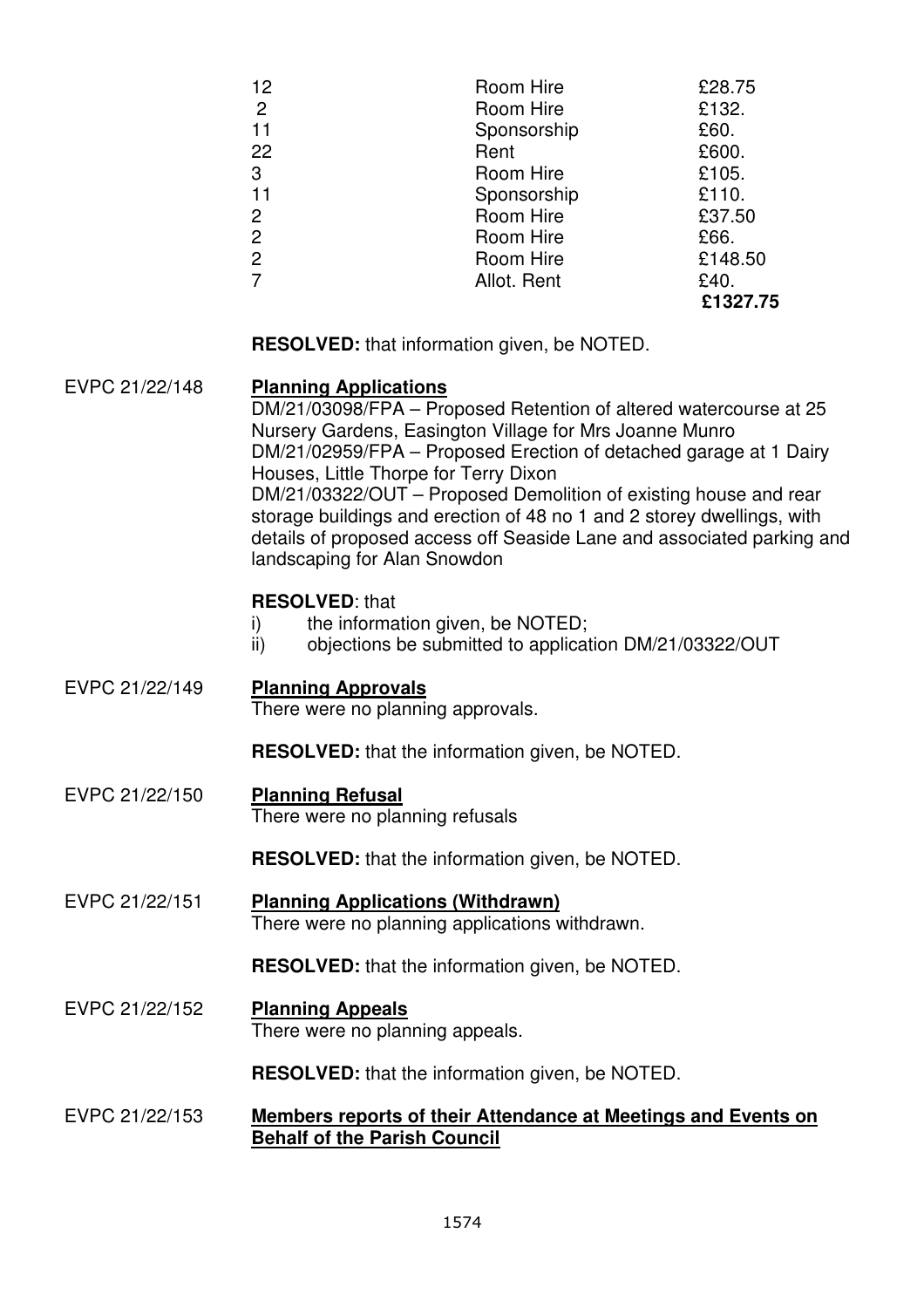| | | |
|---|---|---|
| 12 | Room Hire | £28.75 |
| 2 | Room Hire | £132. |
| 11 | Sponsorship | £60. |
| 22 | Rent | £600. |
| 3 | Room Hire | £105. |
| 11 | Sponsorship | £110. |
| 2 | Room Hire | £37.50 |
| 2 | Room Hire | £66. |
| 2 | Room Hire | £148.50 |
| 7 | Allot. Rent | £40. |
| | | **£1327.75** |

**RESOLVED:** that information given, be NOTED.

EVPC 21/22/148 **Planning Applications**

DM/21/03098/FPA – Proposed Retention of altered watercourse at 25 Nursery Gardens, Easington Village for Mrs Joanne Munro
DM/21/02959/FPA – Proposed Erection of detached garage at 1 Dairy Houses, Little Thorpe for Terry Dixon
DM/21/03322/OUT – Proposed Demolition of existing house and rear storage buildings and erection of 48 no 1 and 2 storey dwellings, with details of proposed access off Seaside Lane and associated parking and landscaping for Alan Snowdon

**RESOLVED**: that

i) the information given, be NOTED;
ii) objections be submitted to application DM/21/03322/OUT

EVPC 21/22/149 **Planning Approvals**

There were no planning approvals.

**RESOLVED:** that the information given, be NOTED.

EVPC 21/22/150 **Planning Refusal**

There were no planning refusals

**RESOLVED:** that the information given, be NOTED.

EVPC 21/22/151 **Planning Applications (Withdrawn)**

There were no planning applications withdrawn.

**RESOLVED:** that the information given, be NOTED.

EVPC 21/22/152 **Planning Appeals**

There were no planning appeals.

**RESOLVED:** that the information given, be NOTED.

EVPC 21/22/153 **Members reports of their Attendance at Meetings and Events on Behalf of the Parish Council**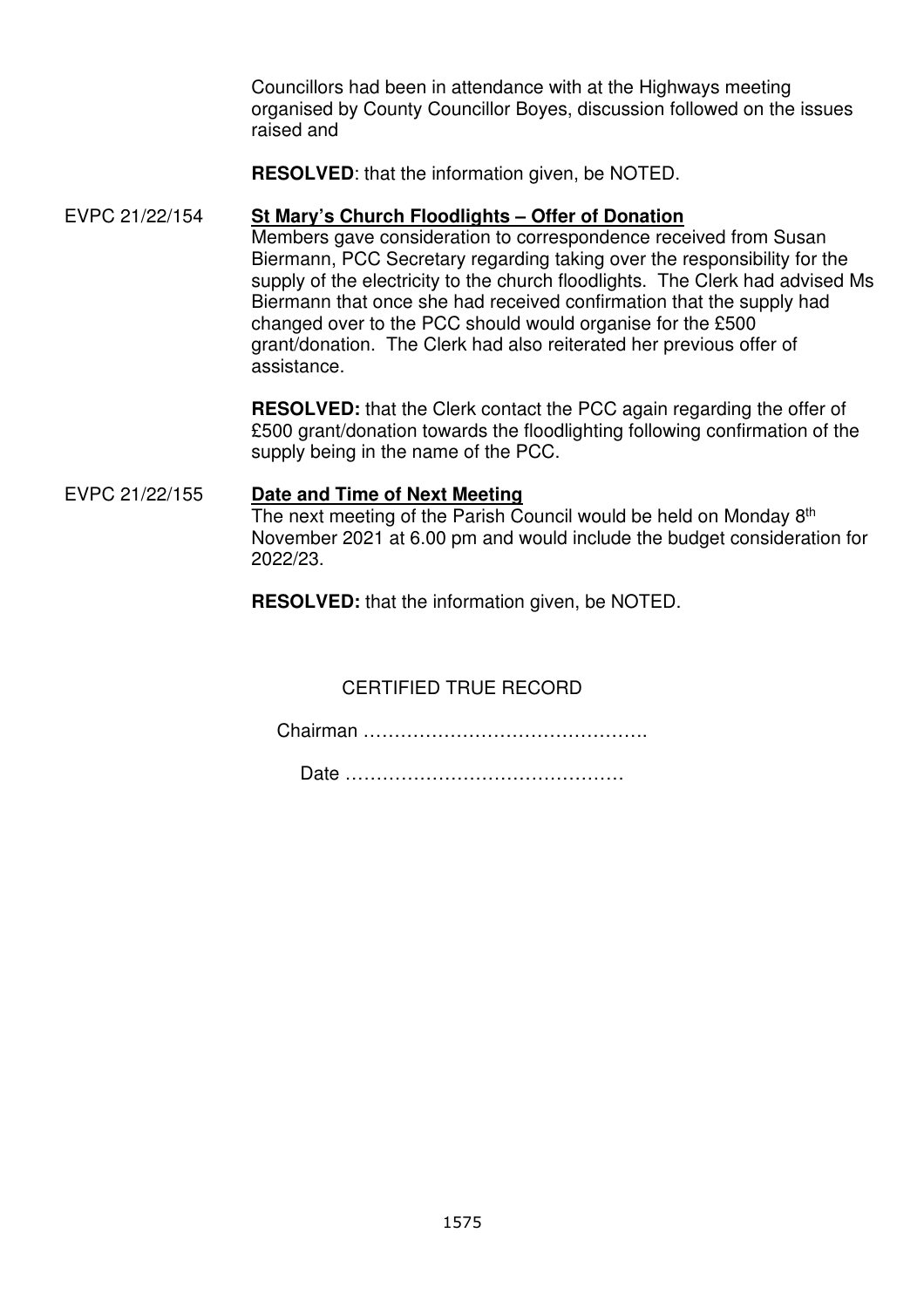Councillors had been in attendance with at the Highways meeting organised by County Councillor Boyes, discussion followed on the issues raised and

**RESOLVED**: that the information given, be NOTED.

EVPC 21/22/154 **St Mary's Church Floodlights – Offer of Donation**

Members gave consideration to correspondence received from Susan Biermann, PCC Secretary regarding taking over the responsibility for the supply of the electricity to the church floodlights. The Clerk had advised Ms Biermann that once she had received confirmation that the supply had changed over to the PCC should would organise for the £500 grant/donation. The Clerk had also reiterated her previous offer of assistance.

**RESOLVED:** that the Clerk contact the PCC again regarding the offer of £500 grant/donation towards the floodlighting following confirmation of the supply being in the name of the PCC.

EVPC 21/22/155 **Date and Time of Next Meeting**

The next meeting of the Parish Council would be held on Monday 8th November 2021 at 6.00 pm and would include the budget consideration for 2022/23.

**RESOLVED:** that the information given, be NOTED.

CERTIFIED TRUE RECORD

Chairman ……………………………………….

Date ………………………………………